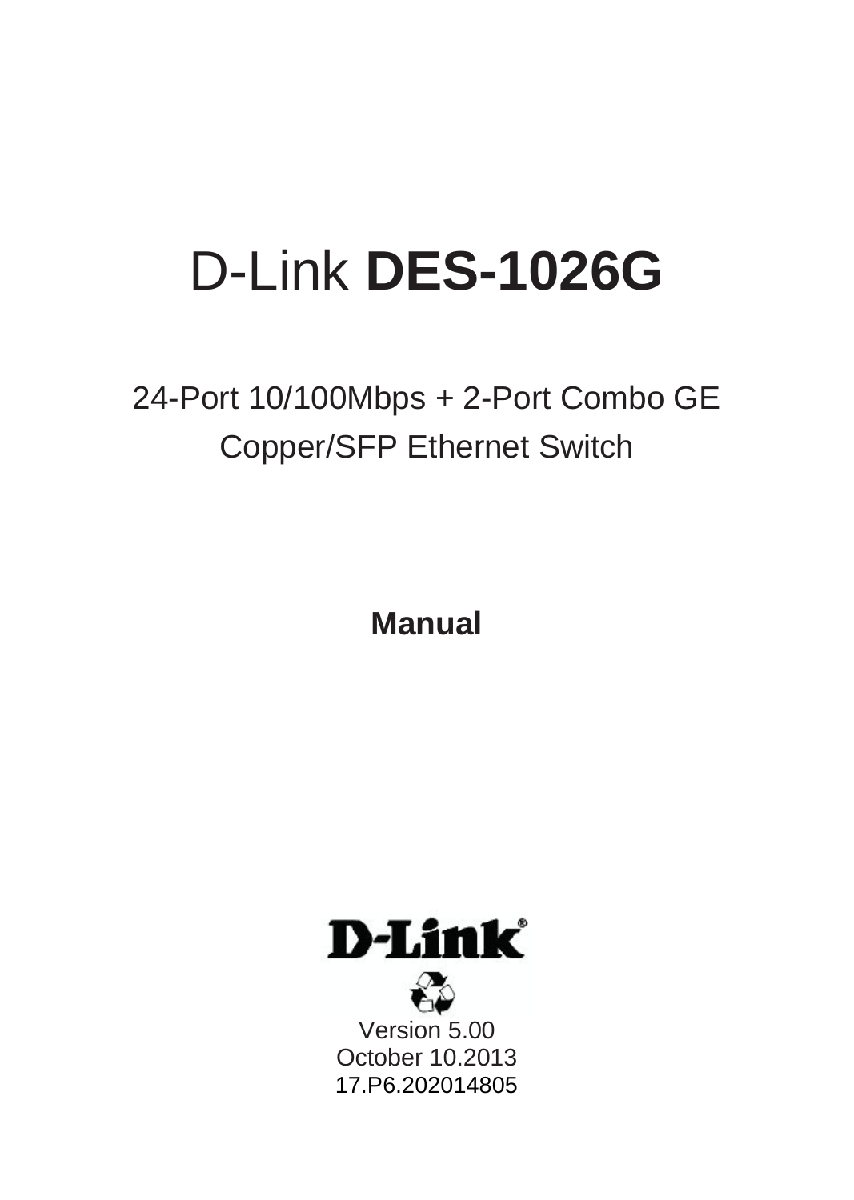# D-Link **DES-1026G**

24-Port 10/100Mbps + 2-Port Combo GE Copper/SFP Ethernet Switch

**Manual**

D-Link

Version 5.00
October 10.2013
17.P6.202014805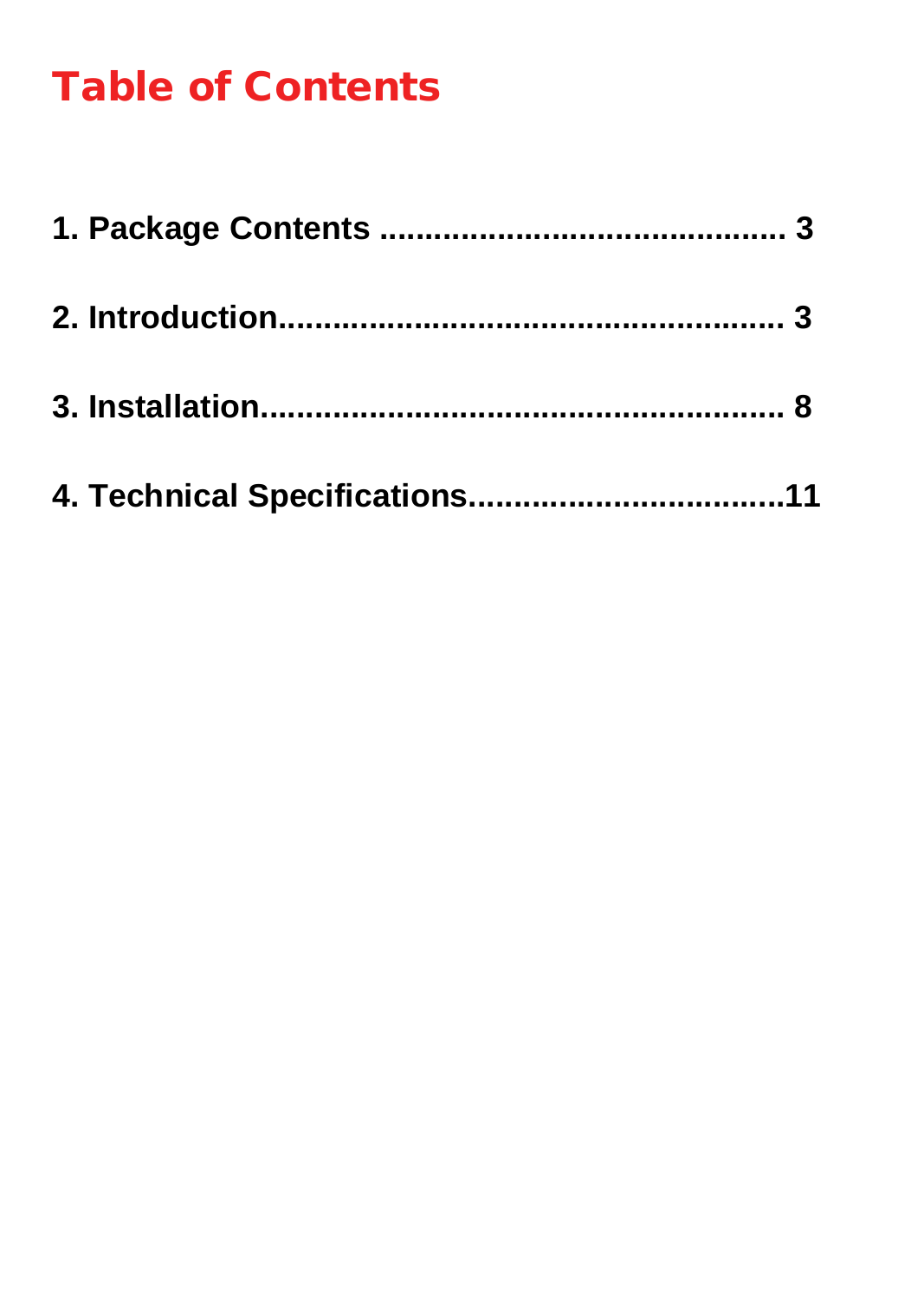# Table of Contents

**1. Package Contents ........................................... 3**

**2. Introduction.................................................... 3**

**3. Installation....................................................... 8**

**4. Technical Specifications.................................11**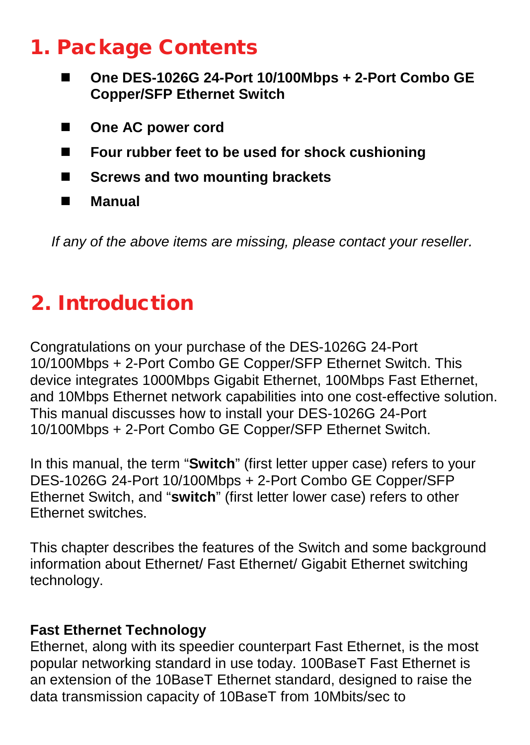# 1. Package Contents

- **One DES-1026G 24-Port 10/100Mbps + 2-Port Combo GE Copper/SFP Ethernet Switch**
- **One AC power cord**
- **Four rubber feet to be used for shock cushioning**
- **Screws and two mounting brackets**
- **Manual**

*If any of the above items are missing, please contact your reseller.*

# 2. Introduction

Congratulations on your purchase of the DES-1026G 24-Port 10/100Mbps + 2-Port Combo GE Copper/SFP Ethernet Switch. This device integrates 1000Mbps Gigabit Ethernet, 100Mbps Fast Ethernet, and 10Mbps Ethernet network capabilities into one cost-effective solution. This manual discusses how to install your DES-1026G 24-Port 10/100Mbps + 2-Port Combo GE Copper/SFP Ethernet Switch.

In this manual, the term "**Switch**" (first letter upper case) refers to your DES-1026G 24-Port 10/100Mbps + 2-Port Combo GE Copper/SFP Ethernet Switch, and "**switch**" (first letter lower case) refers to other Ethernet switches.

This chapter describes the features of the Switch and some background information about Ethernet/ Fast Ethernet/ Gigabit Ethernet switching technology.

**Fast Ethernet Technology**

Ethernet, along with its speedier counterpart Fast Ethernet, is the most popular networking standard in use today. 100BaseT Fast Ethernet is an extension of the 10BaseT Ethernet standard, designed to raise the data transmission capacity of 10BaseT from 10Mbits/sec to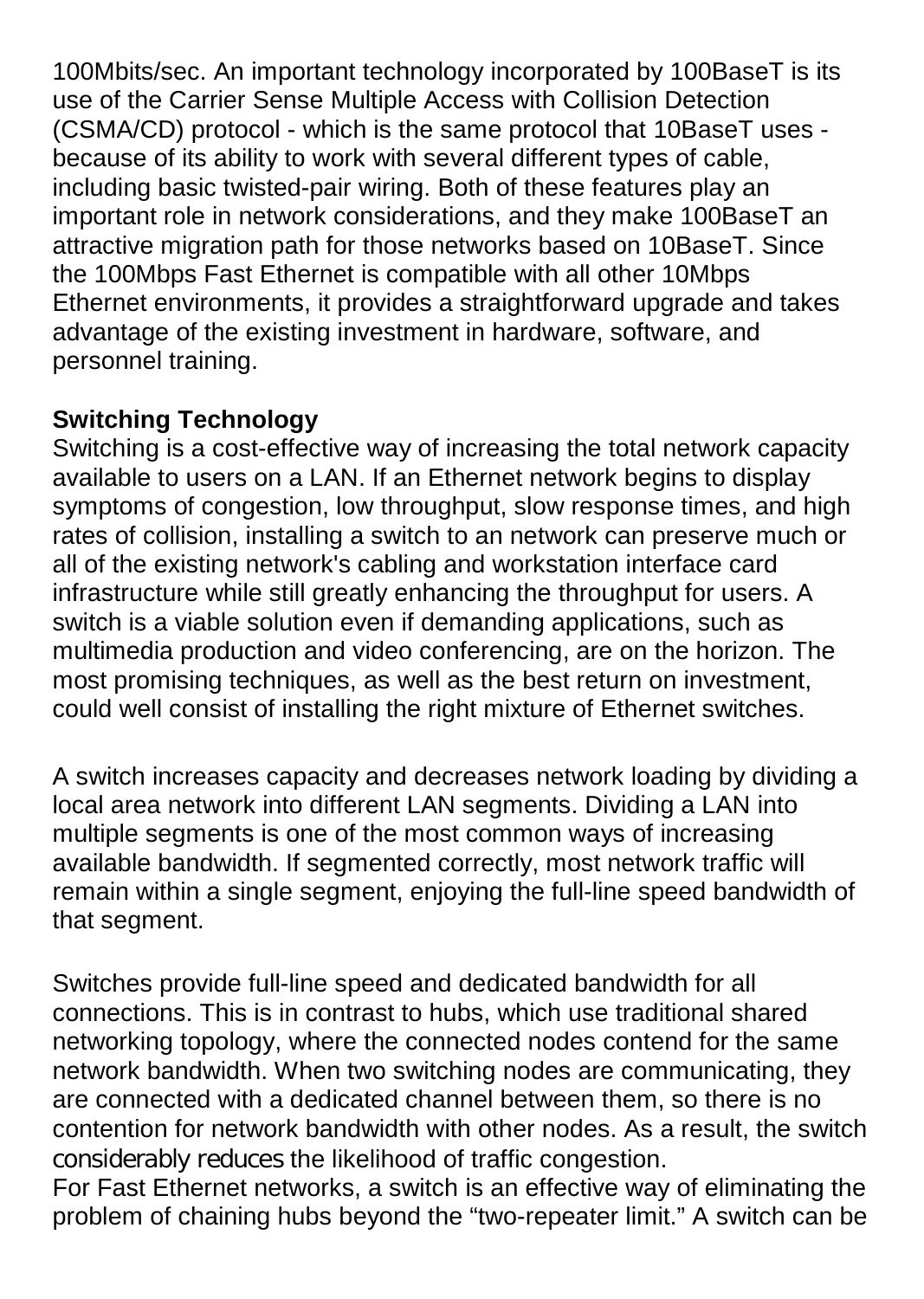100Mbits/sec. An important technology incorporated by 100BaseT is its use of the Carrier Sense Multiple Access with Collision Detection (CSMA/CD) protocol - which is the same protocol that 10BaseT uses - because of its ability to work with several different types of cable, including basic twisted-pair wiring. Both of these features play an important role in network considerations, and they make 100BaseT an attractive migration path for those networks based on 10BaseT. Since the 100Mbps Fast Ethernet is compatible with all other 10Mbps Ethernet environments, it provides a straightforward upgrade and takes advantage of the existing investment in hardware, software, and personnel training.

**Switching Technology**

Switching is a cost-effective way of increasing the total network capacity available to users on a LAN. If an Ethernet network begins to display symptoms of congestion, low throughput, slow response times, and high rates of collision, installing a switch to an network can preserve much or all of the existing network's cabling and workstation interface card infrastructure while still greatly enhancing the throughput for users. A switch is a viable solution even if demanding applications, such as multimedia production and video conferencing, are on the horizon. The most promising techniques, as well as the best return on investment, could well consist of installing the right mixture of Ethernet switches.

A switch increases capacity and decreases network loading by dividing a local area network into different LAN segments. Dividing a LAN into multiple segments is one of the most common ways of increasing available bandwidth. If segmented correctly, most network traffic will remain within a single segment, enjoying the full-line speed bandwidth of that segment.

Switches provide full-line speed and dedicated bandwidth for all connections. This is in contrast to hubs, which use traditional shared networking topology, where the connected nodes contend for the same network bandwidth. When two switching nodes are communicating, they are connected with a dedicated channel between them, so there is no contention for network bandwidth with other nodes. As a result, the switch considerably reduces the likelihood of traffic congestion.

For Fast Ethernet networks, a switch is an effective way of eliminating the problem of chaining hubs beyond the "two-repeater limit." A switch can be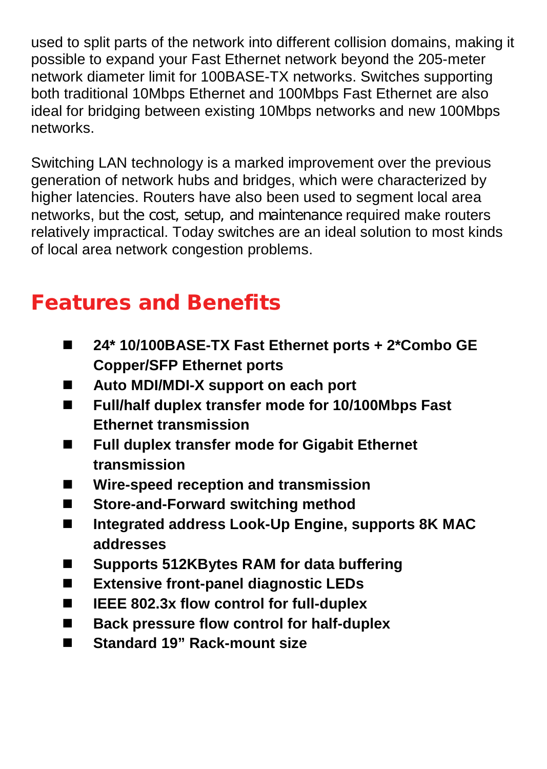used to split parts of the network into different collision domains, making it possible to expand your Fast Ethernet network beyond the 205-meter network diameter limit for 100BASE-TX networks. Switches supporting both traditional 10Mbps Ethernet and 100Mbps Fast Ethernet are also ideal for bridging between existing 10Mbps networks and new 100Mbps networks.

Switching LAN technology is a marked improvement over the previous generation of network hubs and bridges, which were characterized by higher latencies. Routers have also been used to segment local area networks, but the cost, setup, and maintenance required make routers relatively impractical. Today switches are an ideal solution to most kinds of local area network congestion problems.

## Features and Benefits

- **24* 10/100BASE-TX Fast Ethernet ports + 2*Combo GE Copper/SFP Ethernet ports**
- **Auto MDI/MDI-X support on each port**
- **Full/half duplex transfer mode for 10/100Mbps Fast Ethernet transmission**
- **Full duplex transfer mode for Gigabit Ethernet transmission**
- **Wire-speed reception and transmission**
- **Store-and-Forward switching method**
- **Integrated address Look-Up Engine, supports 8K MAC addresses**
- **Supports 512KBytes RAM for data buffering**
- **Extensive front-panel diagnostic LEDs**
- **IEEE 802.3x flow control for full-duplex**
- **Back pressure flow control for half-duplex**
- **Standard 19" Rack-mount size**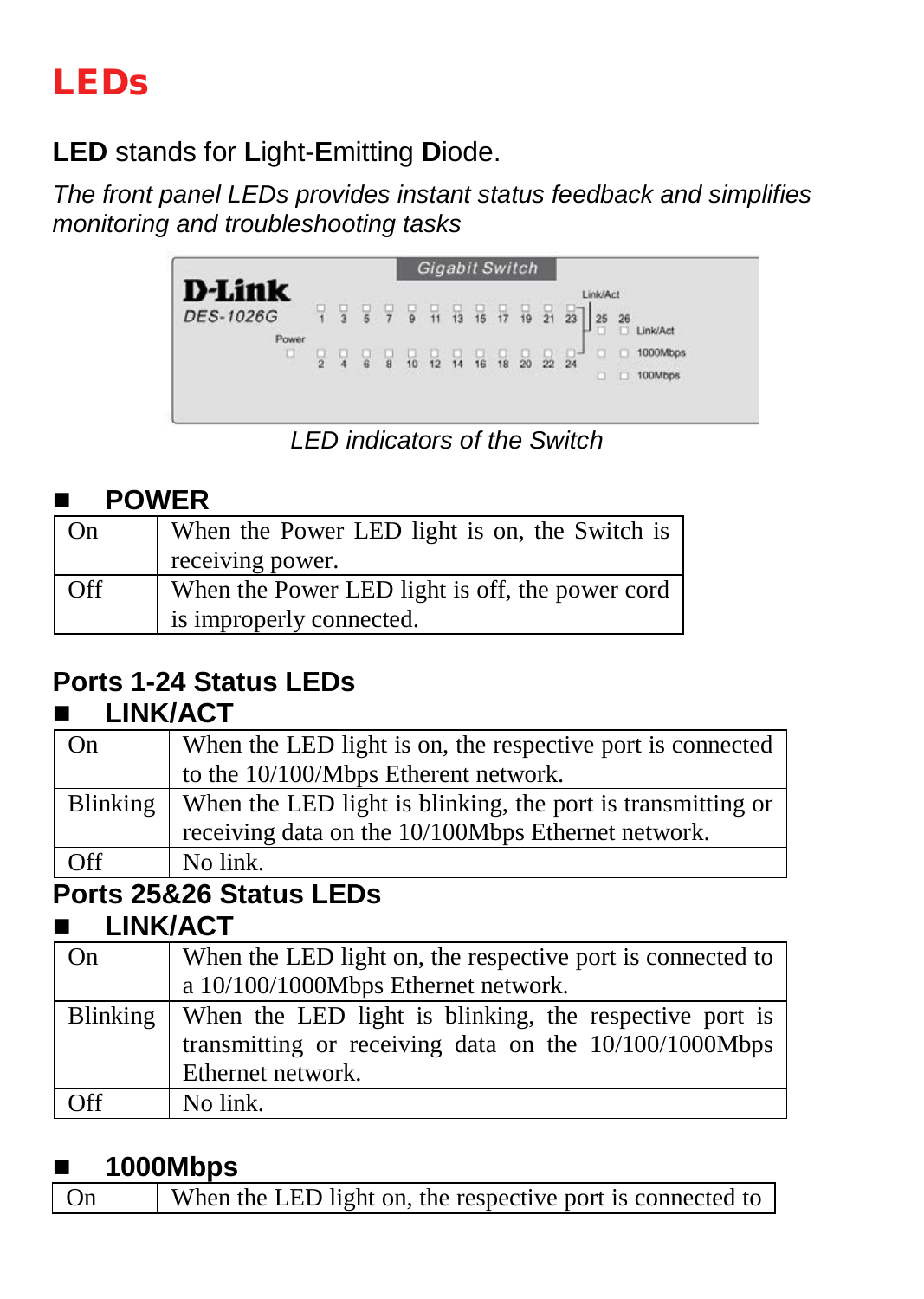# LEDs

**LED** stands for **L**ight-**E**mitting **D**iode.

*The front panel LEDs provides instant status feedback and simplifies monitoring and troubleshooting tasks*

*LED indicators of the Switch*

### ■ POWER

| | |
|---|---|
| On | When the Power LED light is on, the Switch is receiving power. |
| Off | When the Power LED light is off, the power cord is improperly connected. |

## Ports 1-24 Status LEDs

### ■ LINK/ACT

| | |
|---|---|
| On | When the LED light is on, the respective port is connected to the 10/100/Mbps Etherent network. |
| Blinking | When the LED light is blinking, the port is transmitting or receiving data on the 10/100Mbps Ethernet network. |
| Off | No link. |

## Ports 25&26 Status LEDs

### ■ LINK/ACT

| | |
|---|---|
| On | When the LED light on, the respective port is connected to a 10/100/1000Mbps Ethernet network. |
| Blinking | When the LED light is blinking, the respective port is transmitting or receiving data on the 10/100/1000Mbps Ethernet network. |
| Off | No link. |

### ■ 1000Mbps

| | |
|---|---|
| On | When the LED light on, the respective port is connected to |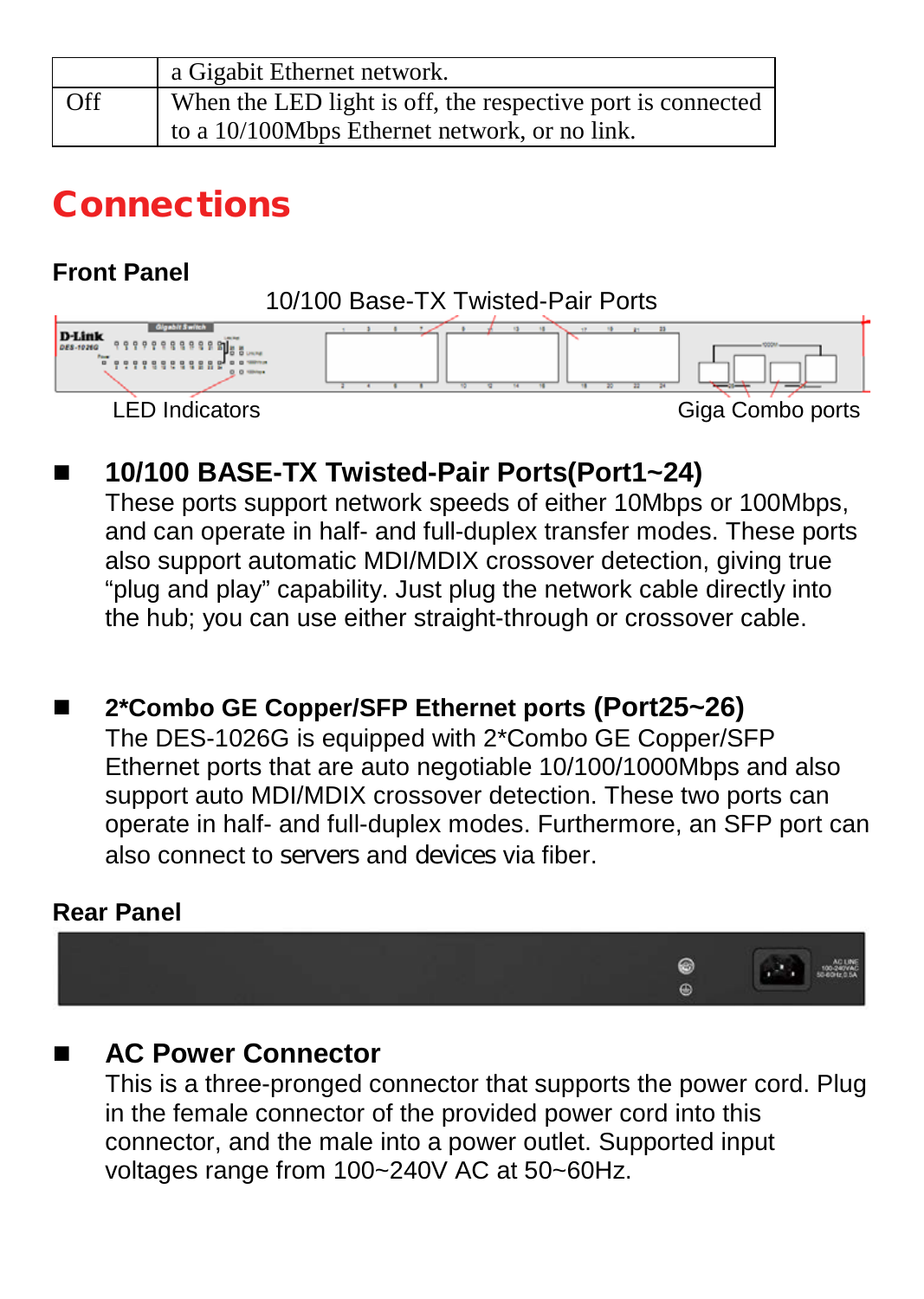|  | a Gigabit Ethernet network. |
| --- | --- |
| Off | When the LED light is off, the respective port is connected to a 10/100Mbps Ethernet network, or no link. |

# Connections

### Front Panel

10/100 Base-TX Twisted-Pair Ports

LED Indicators

Giga Combo ports

- **10/100 BASE-TX Twisted-Pair Ports(Port1~24)**
  These ports support network speeds of either 10Mbps or 100Mbps, and can operate in half- and full-duplex transfer modes. These ports also support automatic MDI/MDIX crossover detection, giving true "plug and play" capability. Just plug the network cable directly into the hub; you can use either straight-through or crossover cable.

- **2*Combo GE Copper/SFP Ethernet ports (Port25~26)**
  The DES-1026G is equipped with 2*Combo GE Copper/SFP Ethernet ports that are auto negotiable 10/100/1000Mbps and also support auto MDI/MDIX crossover detection. These two ports can operate in half- and full-duplex modes. Furthermore, an SFP port can also connect to servers and devices via fiber.

### Rear Panel

- **AC Power Connector**
  This is a three-pronged connector that supports the power cord. Plug in the female connector of the provided power cord into this connector, and the male into a power outlet. Supported input voltages range from 100~240V AC at 50~60Hz.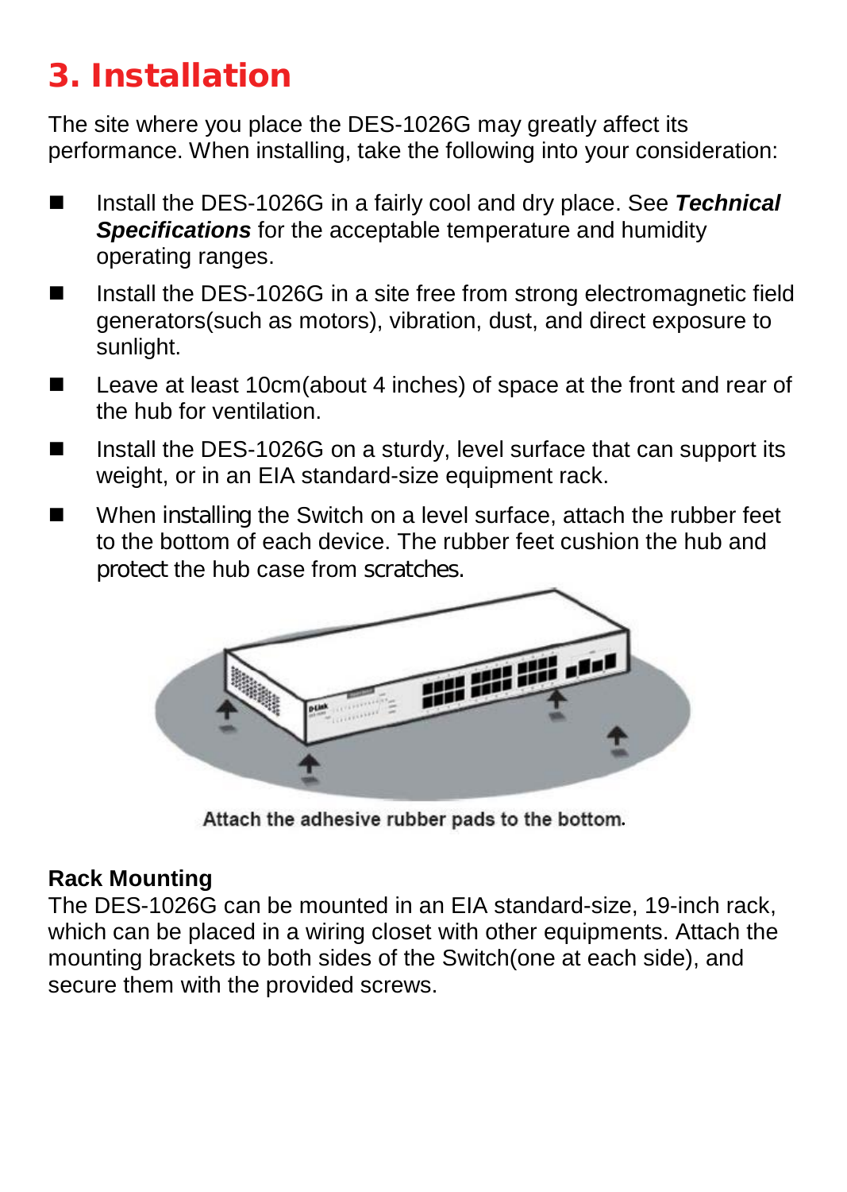# 3. Installation

The site where you place the DES-1026G may greatly affect its performance. When installing, take the following into your consideration:

- Install the DES-1026G in a fairly cool and dry place. See ***Technical Specifications*** for the acceptable temperature and humidity operating ranges.
- Install the DES-1026G in a site free from strong electromagnetic field generators(such as motors), vibration, dust, and direct exposure to sunlight.
- Leave at least 10cm(about 4 inches) of space at the front and rear of the hub for ventilation.
- Install the DES-1026G on a sturdy, level surface that can support its weight, or in an EIA standard-size equipment rack.
- When installing the Switch on a level surface, attach the rubber feet to the bottom of each device. The rubber feet cushion the hub and protect the hub case from scratches.

Attach the adhesive rubber pads to the bottom.

**Rack Mounting**

The DES-1026G can be mounted in an EIA standard-size, 19-inch rack, which can be placed in a wiring closet with other equipments. Attach the mounting brackets to both sides of the Switch(one at each side), and secure them with the provided screws.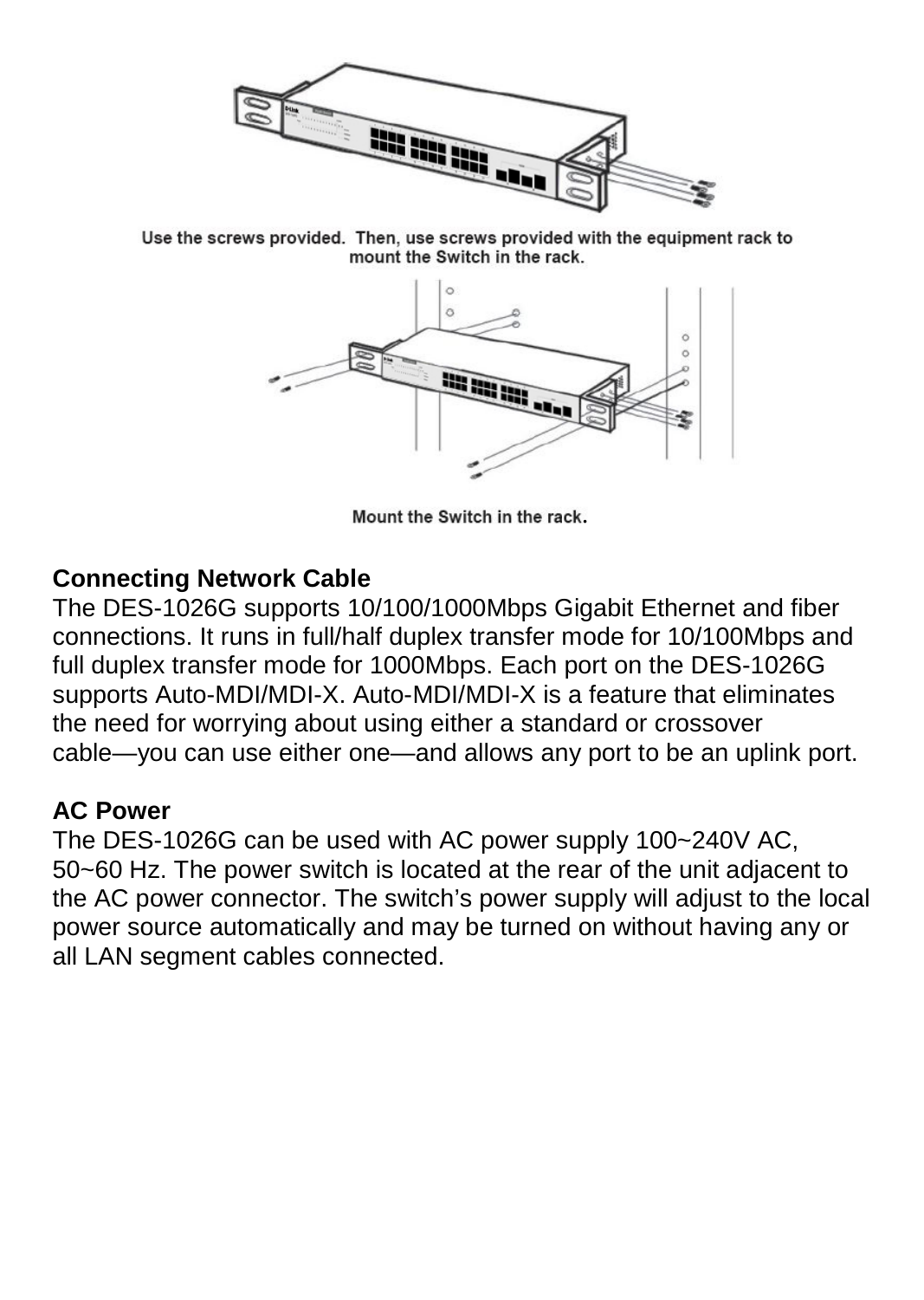Use the screws provided. Then, use screws provided with the equipment rack to mount the Switch in the rack.

Mount the Switch in the rack.

**Connecting Network Cable**

The DES-1026G supports 10/100/1000Mbps Gigabit Ethernet and fiber connections. It runs in full/half duplex transfer mode for 10/100Mbps and full duplex transfer mode for 1000Mbps. Each port on the DES-1026G supports Auto-MDI/MDI-X. Auto-MDI/MDI-X is a feature that eliminates the need for worrying about using either a standard or crossover cable—you can use either one—and allows any port to be an uplink port.

**AC Power**

The DES-1026G can be used with AC power supply 100~240V AC, 50~60 Hz. The power switch is located at the rear of the unit adjacent to the AC power connector. The switch's power supply will adjust to the local power source automatically and may be turned on without having any or all LAN segment cables connected.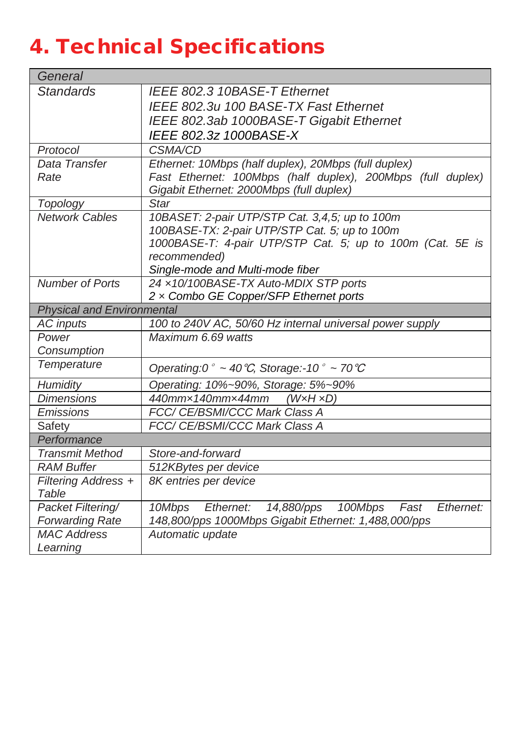# 4. Technical Specifications

| | |
|---|---|
| *General* | |
| *Standards* | *IEEE 802.3 10BASE-T Ethernet*<br>*IEEE 802.3u 100 BASE-TX Fast Ethernet*<br>*IEEE 802.3ab 1000BASE-T Gigabit Ethernet*<br>*IEEE 802.3z 1000BASE-X* |
| *Protocol* | *CSMA/CD* |
| *Data Transfer Rate* | *Ethernet: 10Mbps (half duplex), 20Mbps (full duplex)*<br>*Fast Ethernet: 100Mbps (half duplex), 200Mbps (full duplex)*<br>*Gigabit Ethernet: 2000Mbps (full duplex)* |
| *Topology* | *Star* |
| *Network Cables* | *10BASET: 2-pair UTP/STP Cat. 3,4,5; up to 100m*<br>*100BASE-TX: 2-pair UTP/STP Cat. 5; up to 100m*<br>*1000BASE-T: 4-pair UTP/STP Cat. 5; up to 100m (Cat. 5E is recommended)*<br>*Single-mode and Multi-mode fiber* |
| *Number of Ports* | *24 ×10/100BASE-TX Auto-MDIX STP ports*<br>*2 × Combo GE Copper/SFP Ethernet ports* |
| *Physical and Environmental* | |
| *AC inputs* | *100 to 240V AC, 50/60 Hz internal universal power supply* |
| *Power Consumption* | *Maximum 6.69 watts* |
| *Temperature* | *Operating:0° ~ 40℃, Storage:-10° ~ 70℃* |
| *Humidity* | *Operating: 10%~90%, Storage: 5%~90%* |
| *Dimensions* | *440mm×140mm×44mm (W×H ×D)* |
| *Emissions* | *FCC/ CE/BSMI/CCC Mark Class A* |
| Safety | *FCC/ CE/BSMI/CCC Mark Class A* |
| *Performance* | |
| *Transmit Method* | *Store-and-forward* |
| *RAM Buffer* | *512KBytes per device* |
| *Filtering Address + Table* | *8K entries per device* |
| *Packet Filtering/ Forwarding Rate* | *10Mbps Ethernet: 14,880/pps 100Mbps Fast Ethernet: 148,800/pps 1000Mbps Gigabit Ethernet: 1,488,000/pps* |
| *MAC Address Learning* | *Automatic update* |